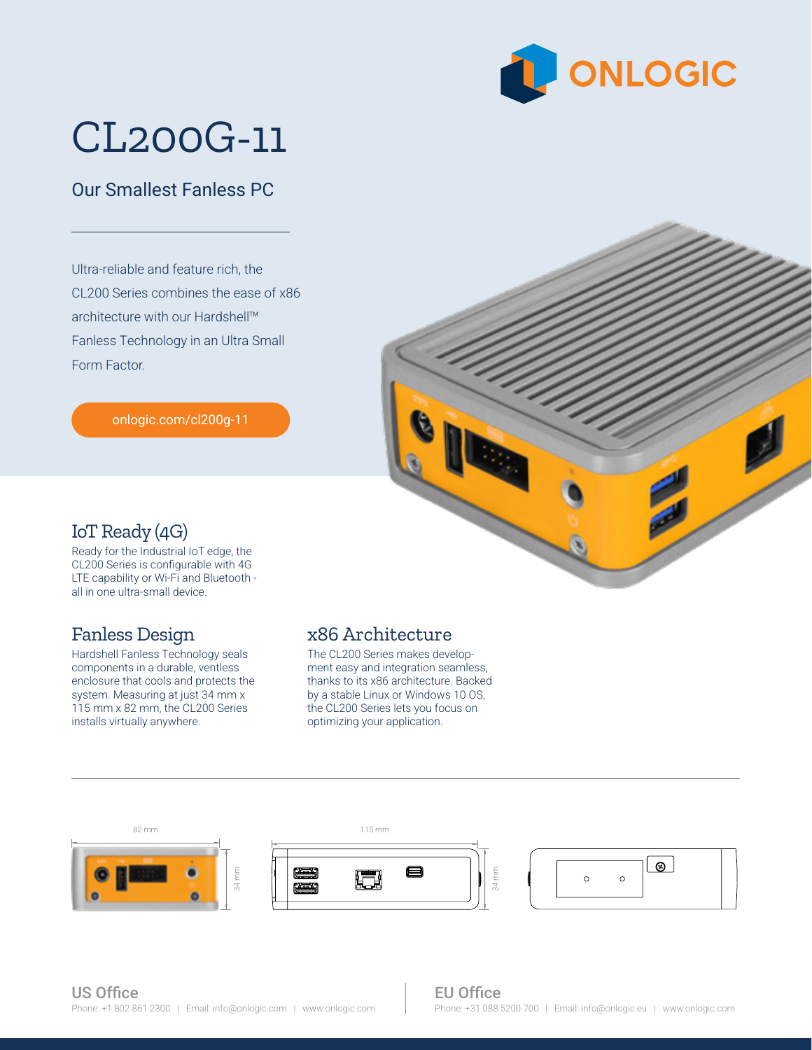ONLOGIC

# CL200G-11

## Our Smallest Fanless PC

Ultra-reliable and feature rich, the CL200 Series combines the ease of x86 architecture with our Hardshell™ Fanless Technology in an Ultra Small Form Factor.

onlogic.com/cl200g-11

### IoT Ready (4G)

Ready for the Industrial IoT edge, the CL200 Series is configurable with 4G LTE capability or Wi-Fi and Bluetooth - all in one ultra-small device.

### Fanless Design

Hardshell Fanless Technology seals components in a durable, ventless enclosure that cools and protects the system. Measuring at just 34 mm x 115 mm x 82 mm, the CL200 Series installs virtually anywhere.

### x86 Architecture

The CL200 Series makes development easy and integration seamless, thanks to its x86 architecture. Backed by a stable Linux or Windows 10 OS, the CL200 Series lets you focus on optimizing your application.

82 mm

34 mm

115 mm

34 mm

**US Office**
Phone: +1 802 861 2300 | Email: info@onlogic.com | www.onlogic.com

**EU Office**
Phone: +31 088 5200 700 | Email: info@onlogic.eu | www.onlogic.com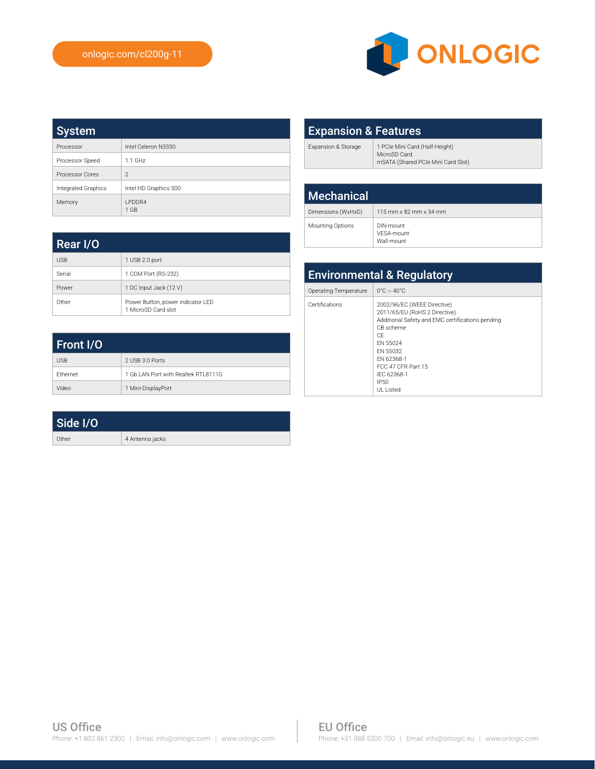onlogic.com/cl200g-11

ONLOGIC

## System

| | |
|---|---|
| Processor | Intel Celeron N3350 |
| Processor Speed | 1.1 GHz |
| Processor Cores | 2 |
| Integrated Graphics | Intel HD Graphics 500 |
| Memory | LPDDR4<br>1 GB |

## Rear I/O

| | |
|---|---|
| USB | 1 USB 2.0 port |
| Serial | 1 COM Port (RS-232) |
| Power | 1 DC Input Jack (12 V) |
| Other | Power Button, power indicator LED<br>1 MicroSD Card slot |

## Front I/O

| | |
|---|---|
| USB | 2 USB 3.0 Ports |
| Ethernet | 1 Gb LAN Port with Realtek RTL8111G |
| Video | 1 Mini-DisplayPort |

## Side I/O

| | |
|---|---|
| Other | 4 Antenna jacks |

## Expansion & Features

| | |
|---|---|
| Expansion & Storage | 1 PCIe Mini Card (Half-Height)<br>MicroSD Card<br>mSATA (Shared PCIe Mini Card Slot) |

## Mechanical

| | |
|---|---|
| Dimensions (WxHxD) | 115 mm x 82 mm x 34 mm |
| Mounting Options | DIN-mount<br>VESA-mount<br>Wall-mount |

## Environmental & Regulatory

| | |
|---|---|
| Operating Temperature | 0°C ~ 40°C |
| Certifications | 2002/96/EC (WEEE Directive)<br>2011/65/EU (RoHS 2 Directive)<br>Additional Safety and EMC certifications pending<br>CB scheme<br>CE<br>EN 55024<br>EN 55032<br>EN 62368-1<br>FCC 47 CFR Part 15<br>IEC 62368-1<br>IP50<br>UL Listed |

**US Office**
Phone: +1 802 861 2300 | Email: info@onlogic.com | www.onlogic.com

**EU Office**
Phone: +31 088 5200 700 | Email: info@onlogic.eu | www.onlogic.com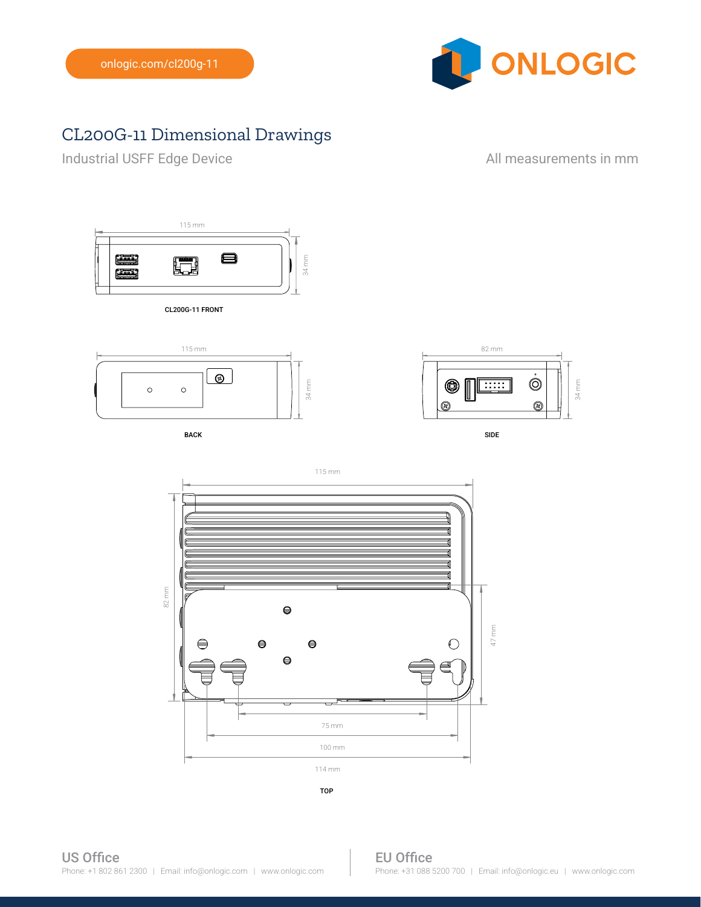onlogic.com/cl200g-11

ONLOGIC

# CL200G-11 Dimensional Drawings

Industrial USFF Edge Device

All measurements in mm

115 mm

34 mm

CL200G-11 FRONT

115 mm

34 mm

BACK

82 mm

34 mm

SIDE

115 mm

82 mm

47 mm

75 mm

100 mm

114 mm

TOP

**US Office**
Phone: +1 802 861 2300 | Email: info@onlogic.com | www.onlogic.com

**EU Office**
Phone: +31 088 5200 700 | Email: info@onlogic.eu | www.onlogic.com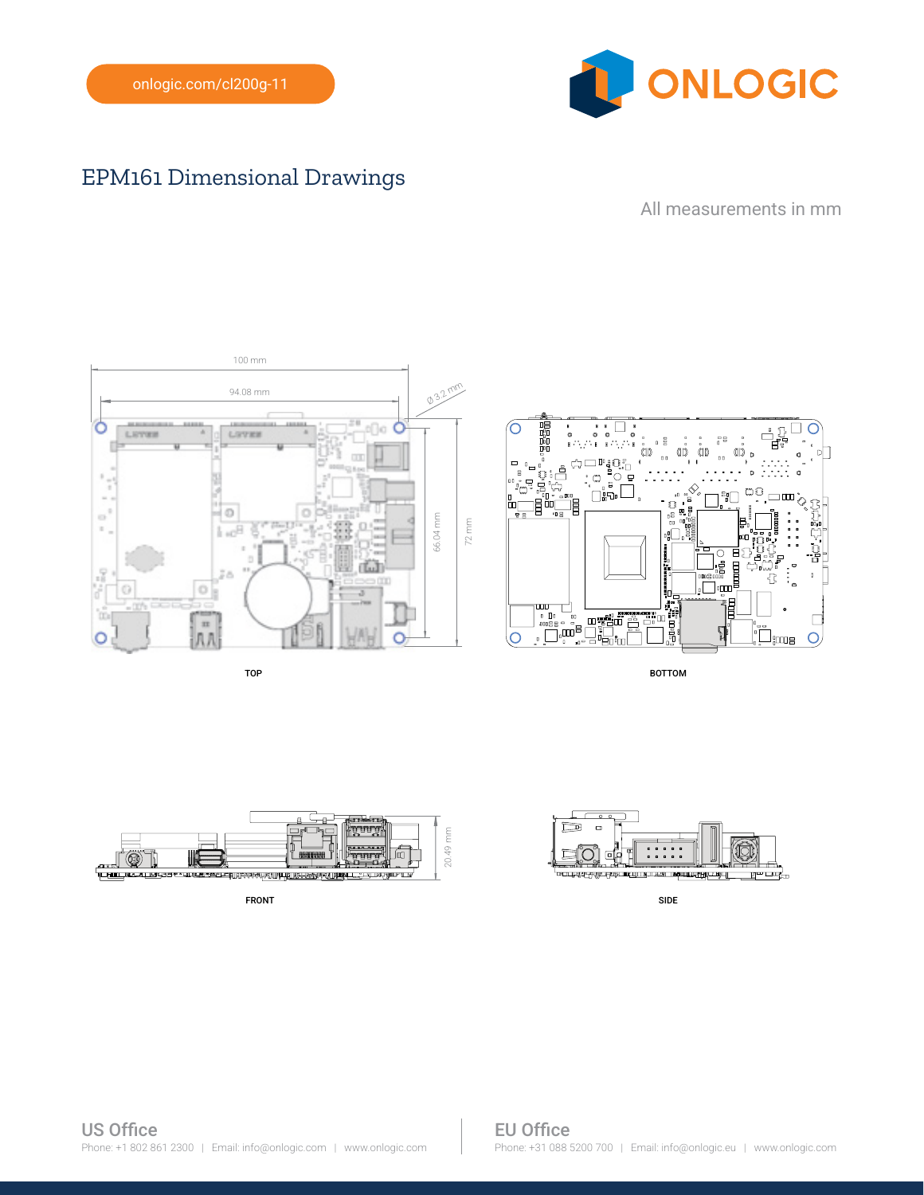onlogic.com/cl200g-11

# EPM161 Dimensional Drawings

All measurements in mm

100 mm

94.08 mm

Ø 3.2 mm

66.04 mm

72 mm

TOP

BOTTOM

20.49 mm

FRONT

SIDE

**US Office**
Phone: +1 802 861 2300 | Email: info@onlogic.com | www.onlogic.com

**EU Office**
Phone: +31 088 5200 700 | Email: info@onlogic.eu | www.onlogic.com